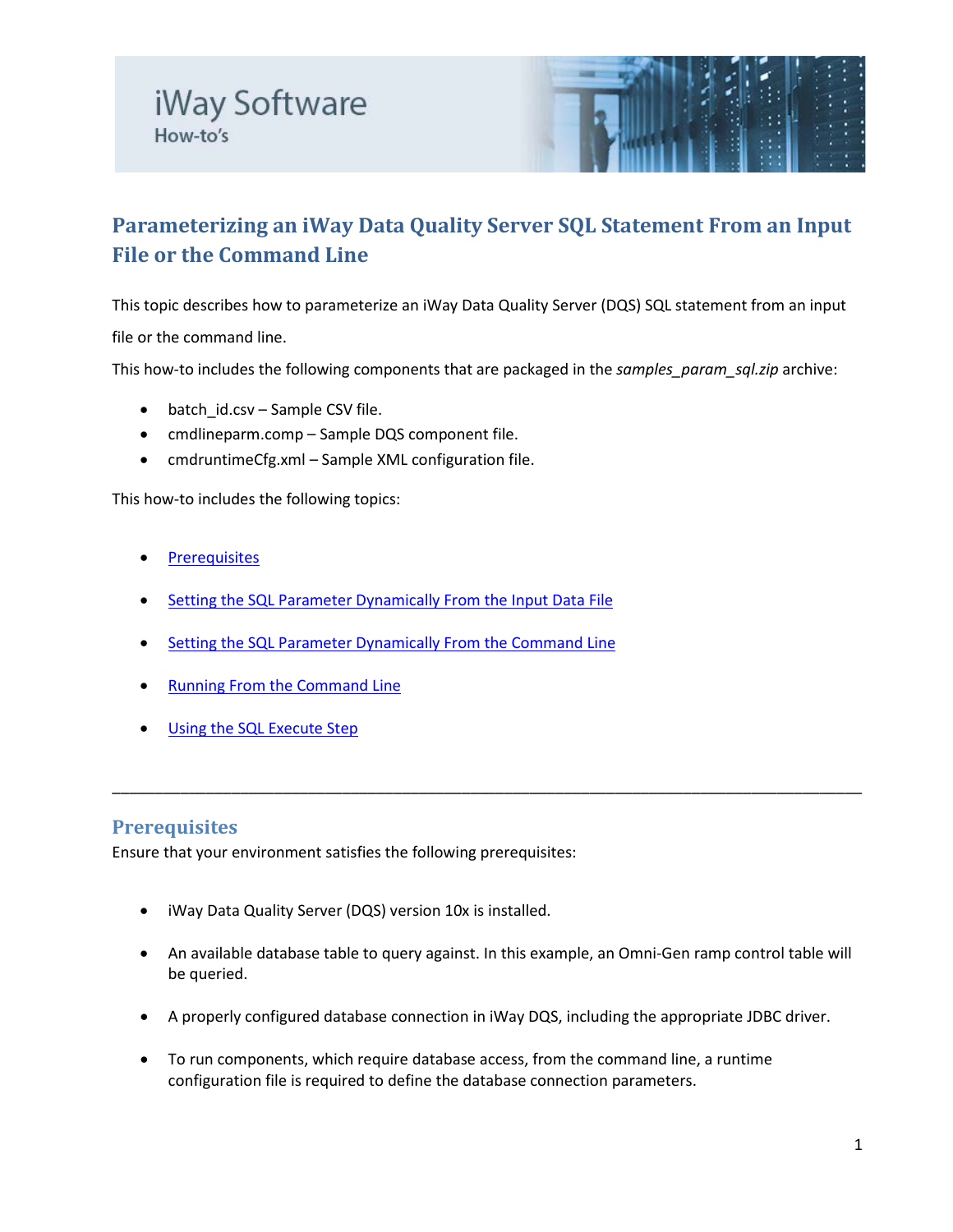iWay Software

How-to's

# Parameterizing an iWay Data Quality Server SQL Statement From an Input File or the Command Line

This topic describes how to parameterize an iWay Data Quality Server (DQS) SQL statement from an input file or the command line.

This how-to includes the following components that are packaged in the *samples_param_sql.zip* archive:

- batch_id.csv – Sample CSV file.
- cmdlineparm.comp – Sample DQS component file.
- cmdruntimeCfg.xml – Sample XML configuration file.

This how-to includes the following topics:

- Prerequisites
- Setting the SQL Parameter Dynamically From the Input Data File
- Setting the SQL Parameter Dynamically From the Command Line
- Running From the Command Line
- Using the SQL Execute Step

---

## Prerequisites

Ensure that your environment satisfies the following prerequisites:

- iWay Data Quality Server (DQS) version 10x is installed.
- An available database table to query against. In this example, an Omni-Gen ramp control table will be queried.
- A properly configured database connection in iWay DQS, including the appropriate JDBC driver.
- To run components, which require database access, from the command line, a runtime configuration file is required to define the database connection parameters.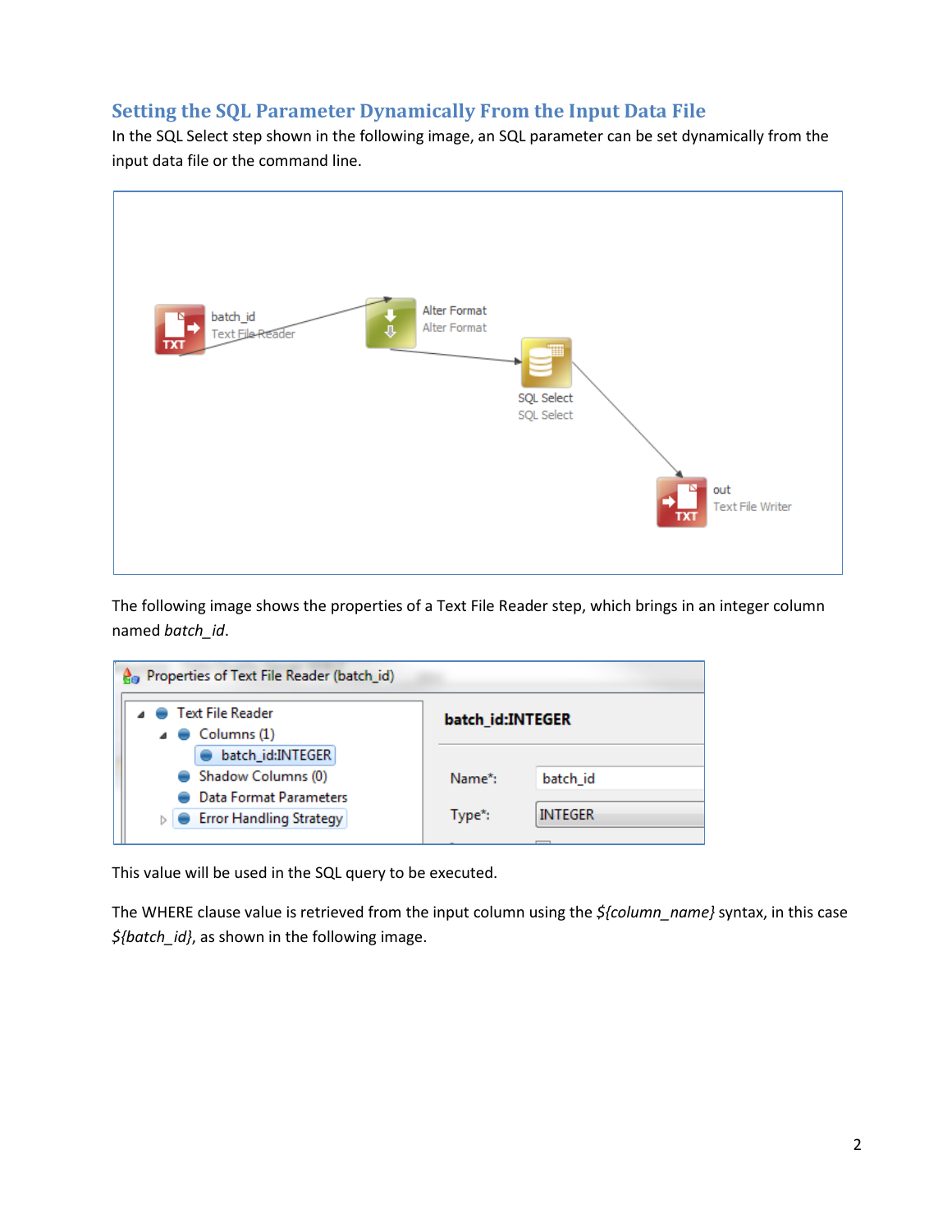## Setting the SQL Parameter Dynamically From the Input Data File

In the SQL Select step shown in the following image, an SQL parameter can be set dynamically from the input data file or the command line.

The following image shows the properties of a Text File Reader step, which brings in an integer column named *batch_id*.

This value will be used in the SQL query to be executed.

The WHERE clause value is retrieved from the input column using the *${column_name}* syntax, in this case *${batch_id}*, as shown in the following image.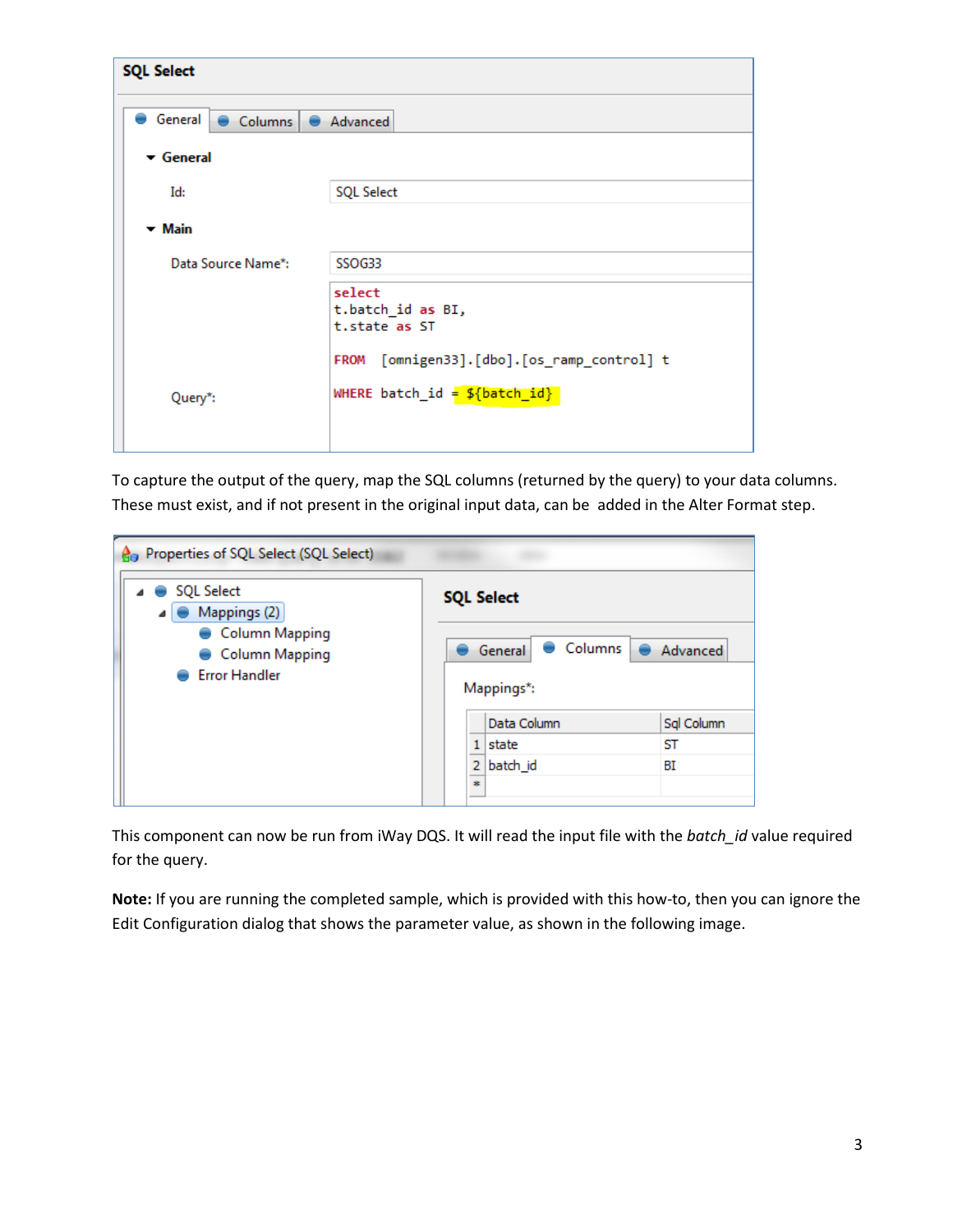**SQL Select**

General | Columns | Advanced

**General**

Id: SQL Select

**Main**

Data Source Name*: SSOG33

Query*:

```
select
t.batch_id as BI,
t.state as ST

FROM  [omnigen33].[dbo].[os_ramp_control] t

WHERE batch_id = ${batch_id}
```

To capture the output of the query, map the SQL columns (returned by the query) to your data columns. These must exist, and if not present in the original input data, can be added in the Alter Format step.

Properties of SQL Select (SQL Select)

- SQL Select
  - Mappings (2)
    - Column Mapping
    - Column Mapping
  - Error Handler

**SQL Select**

General | Columns | Advanced

Mappings*:

| | Data Column | Sql Column |
|---|---|---|
| 1 | state | ST |
| 2 | batch_id | BI |
| * | | |

This component can now be run from iWay DQS. It will read the input file with the *batch_id* value required for the query.

**Note:** If you are running the completed sample, which is provided with this how-to, then you can ignore the Edit Configuration dialog that shows the parameter value, as shown in the following image.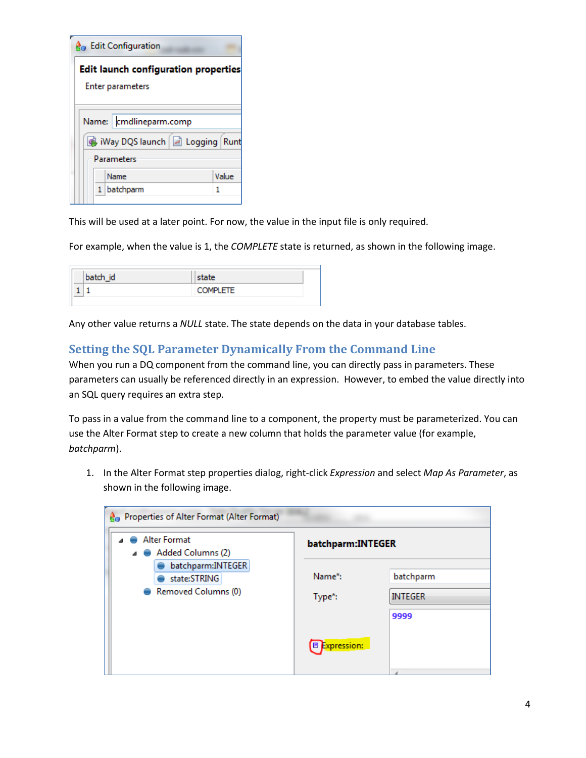This will be used at a later point. For now, the value in the input file is only required.

For example, when the value is 1, the *COMPLETE* state is returned, as shown in the following image.

Any other value returns a *NULL* state. The state depends on the data in your database tables.

## Setting the SQL Parameter Dynamically From the Command Line

When you run a DQ component from the command line, you can directly pass in parameters. These parameters can usually be referenced directly in an expression. However, to embed the value directly into an SQL query requires an extra step.

To pass in a value from the command line to a component, the property must be parameterized. You can use the Alter Format step to create a new column that holds the parameter value (for example, *batchparm*).

1. In the Alter Format step properties dialog, right-click *Expression* and select *Map As Parameter*, as shown in the following image.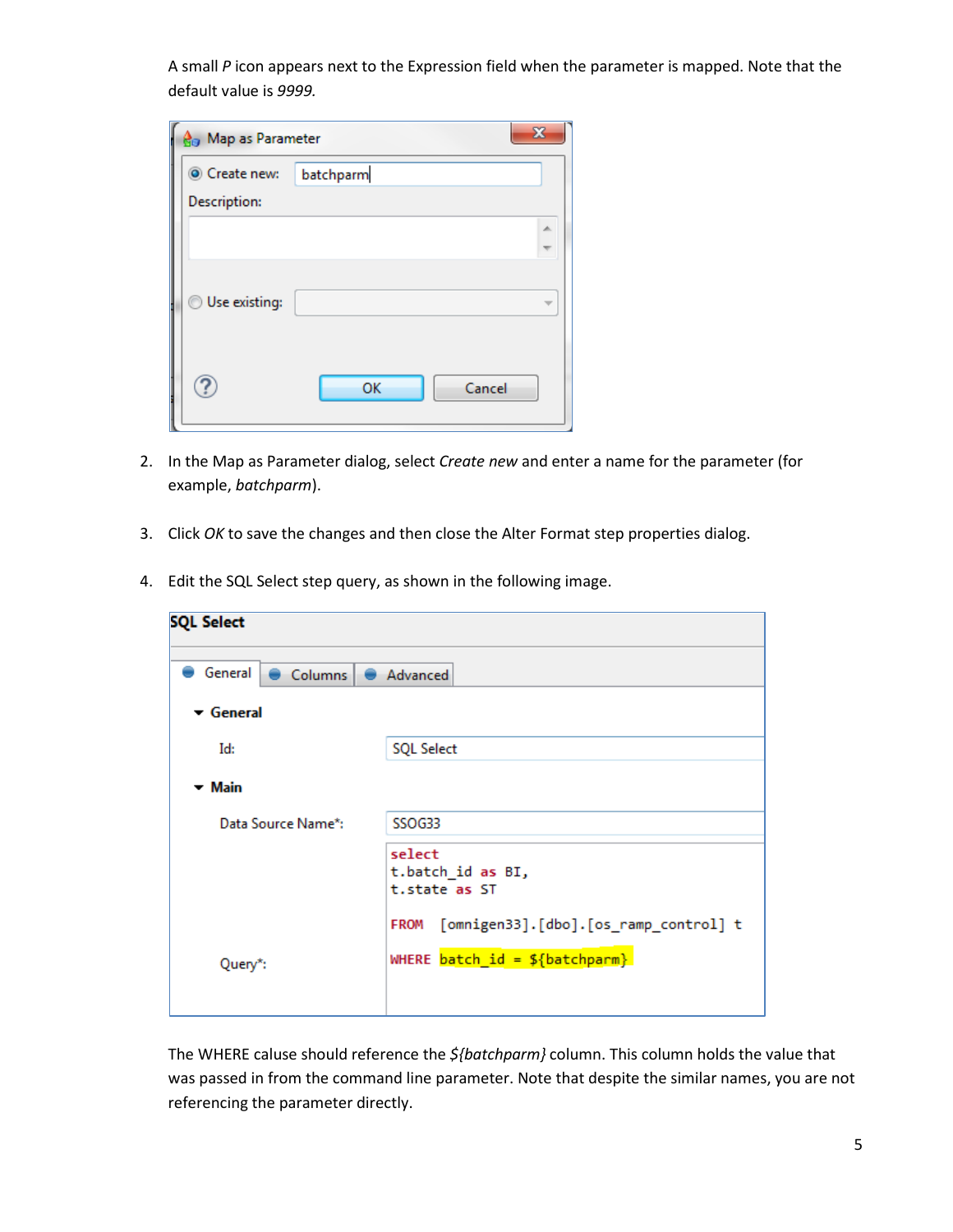A small *P* icon appears next to the Expression field when the parameter is mapped. Note that the default value is *9999.*

2. In the Map as Parameter dialog, select *Create new* and enter a name for the parameter (for example, *batchparm*).

3. Click *OK* to save the changes and then close the Alter Format step properties dialog.

4. Edit the SQL Select step query, as shown in the following image.

The WHERE caluse should reference the *${batchparm}* column. This column holds the value that was passed in from the command line parameter. Note that despite the similar names, you are not referencing the parameter directly.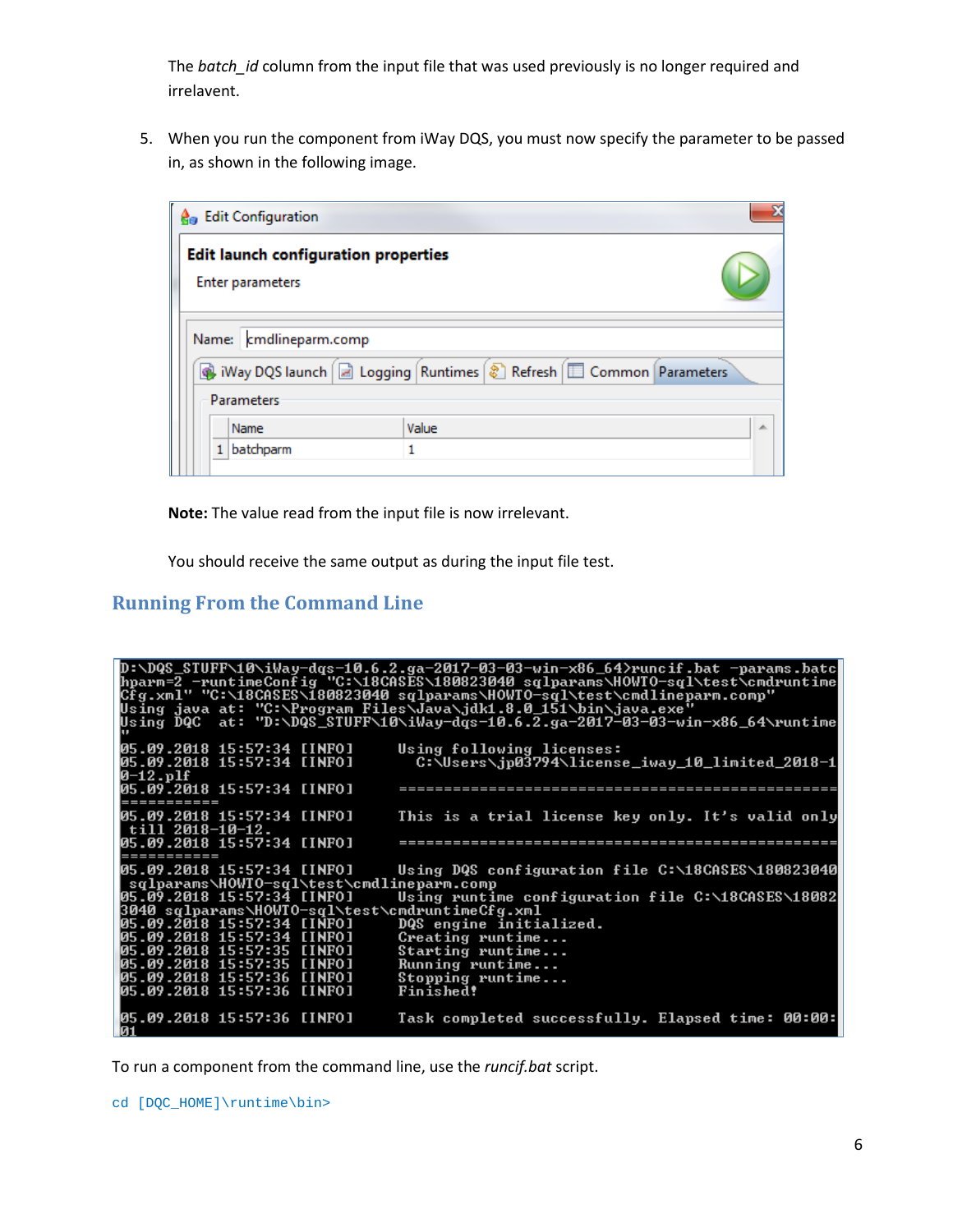The *batch_id* column from the input file that was used previously is no longer required and irrelavent.

5. When you run the component from iWay DQS, you must now specify the parameter to be passed in, as shown in the following image.

**Note:** The value read from the input file is now irrelevant.

You should receive the same output as during the input file test.

## Running From the Command Line

To run a component from the command line, use the *runcif.bat* script.

```
cd [DQC_HOME]\runtime\bin>
```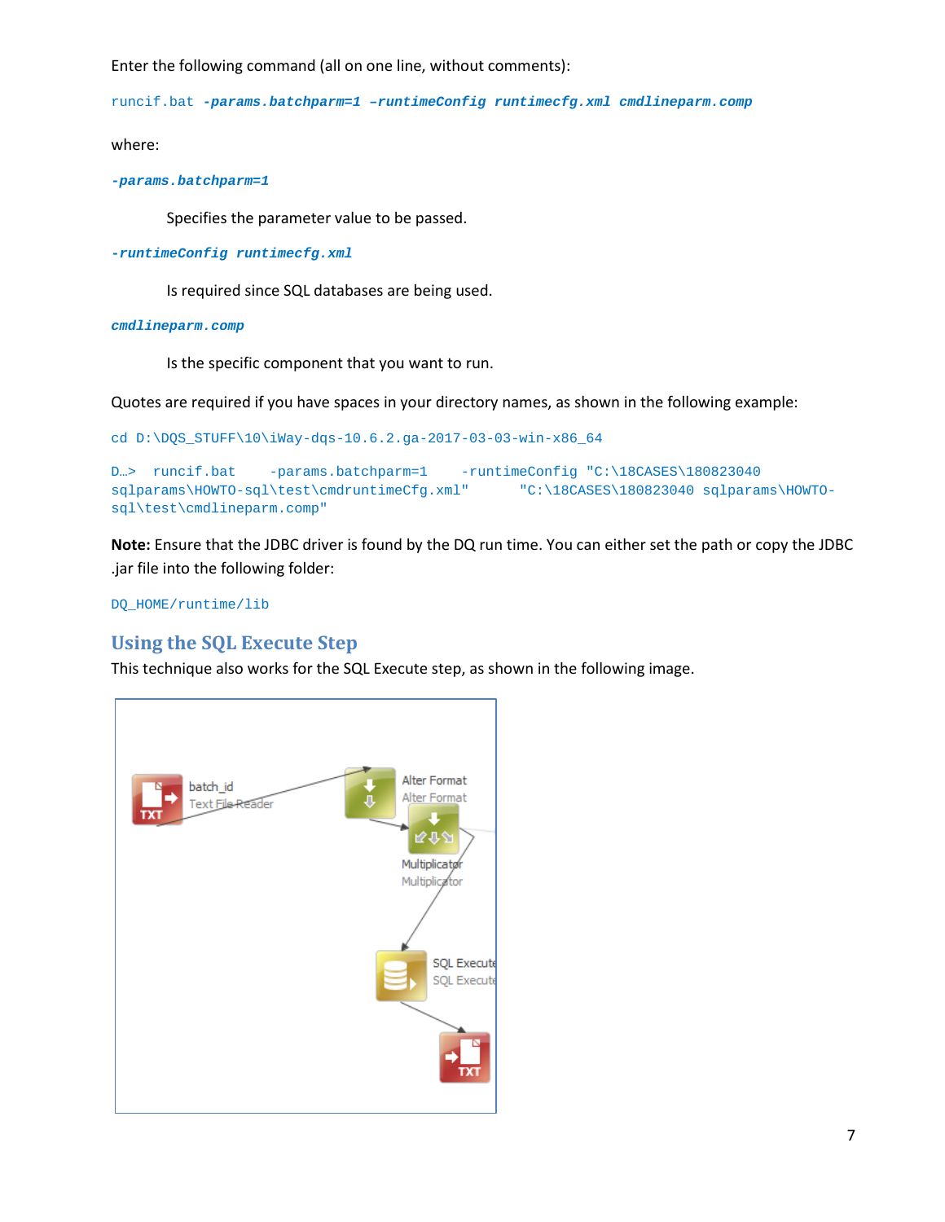Enter the following command (all on one line, without comments):

```
runcif.bat -params.batchparm=1 –runtimeConfig runtimecfg.xml cmdlineparm.comp
```

where:

`-params.batchparm=1`

Specifies the parameter value to be passed.

`-runtimeConfig runtimecfg.xml`

Is required since SQL databases are being used.

`cmdlineparm.comp`

Is the specific component that you want to run.

Quotes are required if you have spaces in your directory names, as shown in the following example:

```
cd D:\DQS_STUFF\10\iWay-dqs-10.6.2.ga-2017-03-03-win-x86_64

D…> runcif.bat   -params.batchparm=1   -runtimeConfig "C:\18CASES\180823040 sqlparams\HOWTO-sql\test\cmdruntimeCfg.xml"    "C:\18CASES\180823040 sqlparams\HOWTO-sql\test\cmdlineparm.comp"
```

**Note:** Ensure that the JDBC driver is found by the DQ run time. You can either set the path or copy the JDBC .jar file into the following folder:

```
DQ_HOME/runtime/lib
```

## Using the SQL Execute Step

This technique also works for the SQL Execute step, as shown in the following image.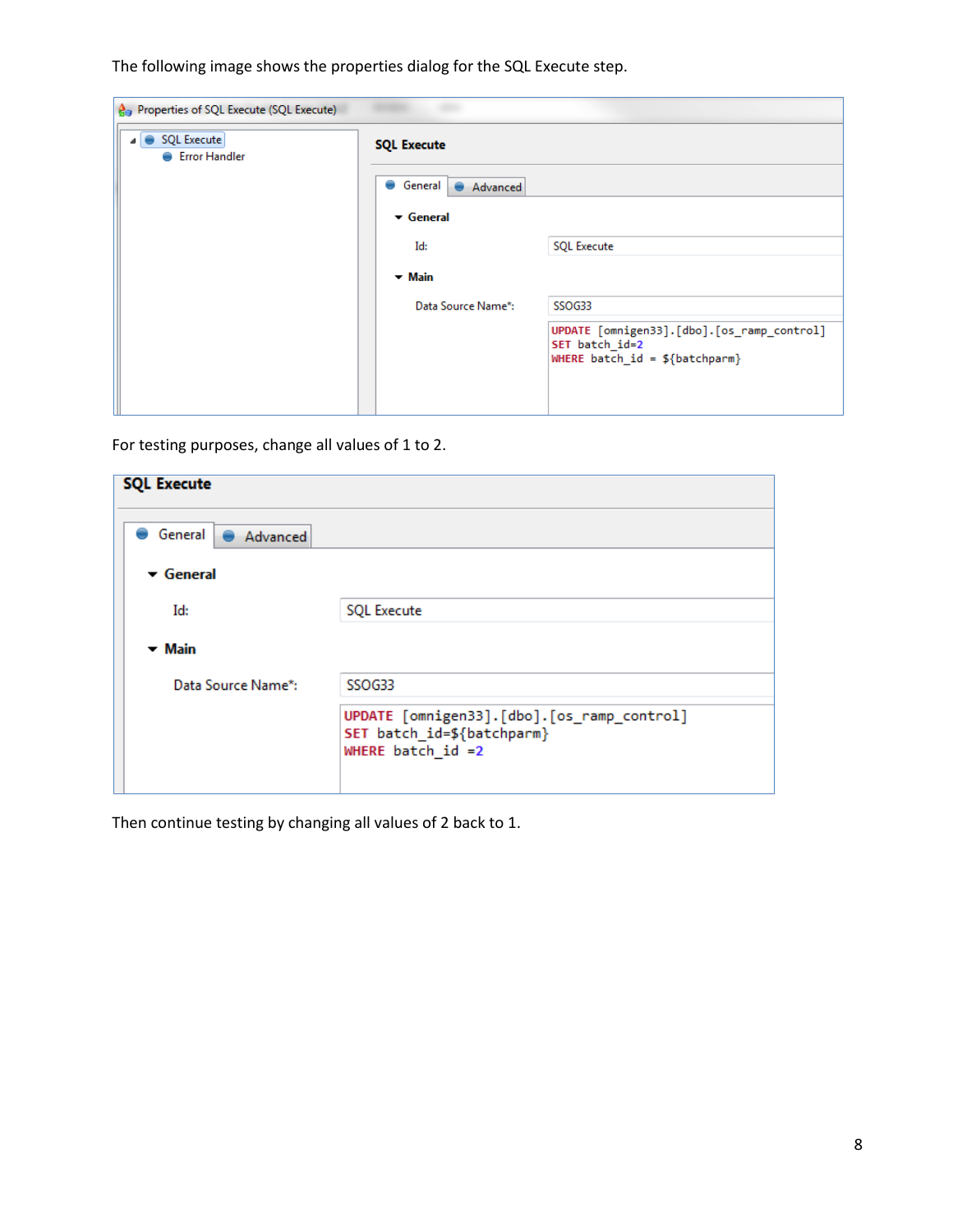The following image shows the properties dialog for the SQL Execute step.

Properties of SQL Execute (SQL Execute)

- SQL Execute
  - Error Handler

**SQL Execute**

General | Advanced

**General**

Id: SQL Execute

**Main**

Data Source Name*: SSOG33

```
UPDATE [omnigen33].[dbo].[os_ramp_control]
SET batch_id=2
WHERE batch_id = ${batchparm}
```

For testing purposes, change all values of 1 to 2.

**SQL Execute**

General | Advanced

**General**

Id: SQL Execute

**Main**

Data Source Name*: SSOG33

```
UPDATE [omnigen33].[dbo].[os_ramp_control]
SET batch_id=${batchparm}
WHERE batch_id =2
```

Then continue testing by changing all values of 2 back to 1.